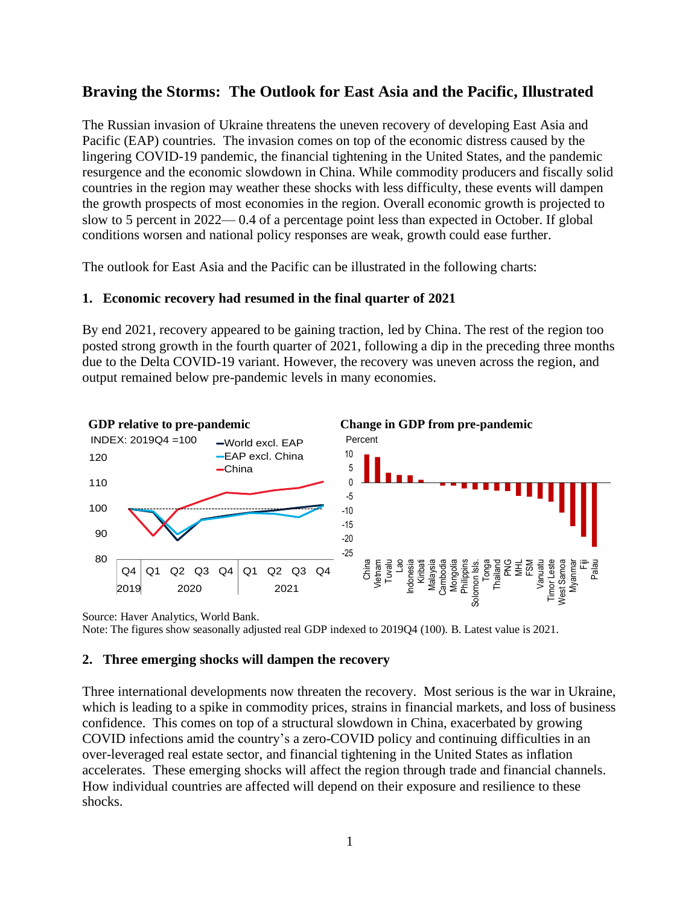# Braving the Storms: The Outlook for East Asia and the Pacific, Illustrated

The Russian invasion of Ukraine threatens the uneven recovery of developing East Asia and Pacific (EAP) countries. The invasion comes on top of the economic distress caused by the lingering COVID-19 pandemic, the financial tightening in the United States, and the pandemic resurgence and the economic slowdown in China. While commodity producers and fiscally solid countries in the region may weather these shocks with less difficulty, these events will dampen the growth prospects of most economies in the region. Overall economic growth is projected to slow to 5 percent in 2022— 0.4 of a percentage point less than expected in October. If global conditions worsen and national policy responses are weak, growth could ease further.

The outlook for East Asia and the Pacific can be illustrated in the following charts:

## 1. Economic recovery had resumed in the final quarter of 2021

By end 2021, recovery appeared to be gaining traction, led by China. The rest of the region too posted strong growth in the fourth quarter of 2021, following a dip in the preceding three months due to the Delta COVID-19 variant. However, the recovery was uneven across the region, and output remained below pre-pandemic levels in many economies.

**GDP relative to pre-pandemic**

INDEX: 2019Q4 =100

Legend: World excl. EAP; EAP excl. China; China

**Change in GDP from pre-pandemic**

Percent

Countries: China, Vietnam, Tuvalu, Lao, Indonesia, Kiribati, Malaysia, Cambodia, Mongolia, Philippins, Solomon Isls., Tonga, Thailand, PNG, MHL, FSM, Vanuatu, Timor Leste, West Samoa, Myanmar, Fiji, Palau

Source: Haver Analytics, World Bank.
Note: The figures show seasonally adjusted real GDP indexed to 2019Q4 (100). B. Latest value is 2021.

## 2. Three emerging shocks will dampen the recovery

Three international developments now threaten the recovery. Most serious is the war in Ukraine, which is leading to a spike in commodity prices, strains in financial markets, and loss of business confidence. This comes on top of a structural slowdown in China, exacerbated by growing COVID infections amid the country's a zero-COVID policy and continuing difficulties in an over-leveraged real estate sector, and financial tightening in the United States as inflation accelerates. These emerging shocks will affect the region through trade and financial channels. How individual countries are affected will depend on their exposure and resilience to these shocks.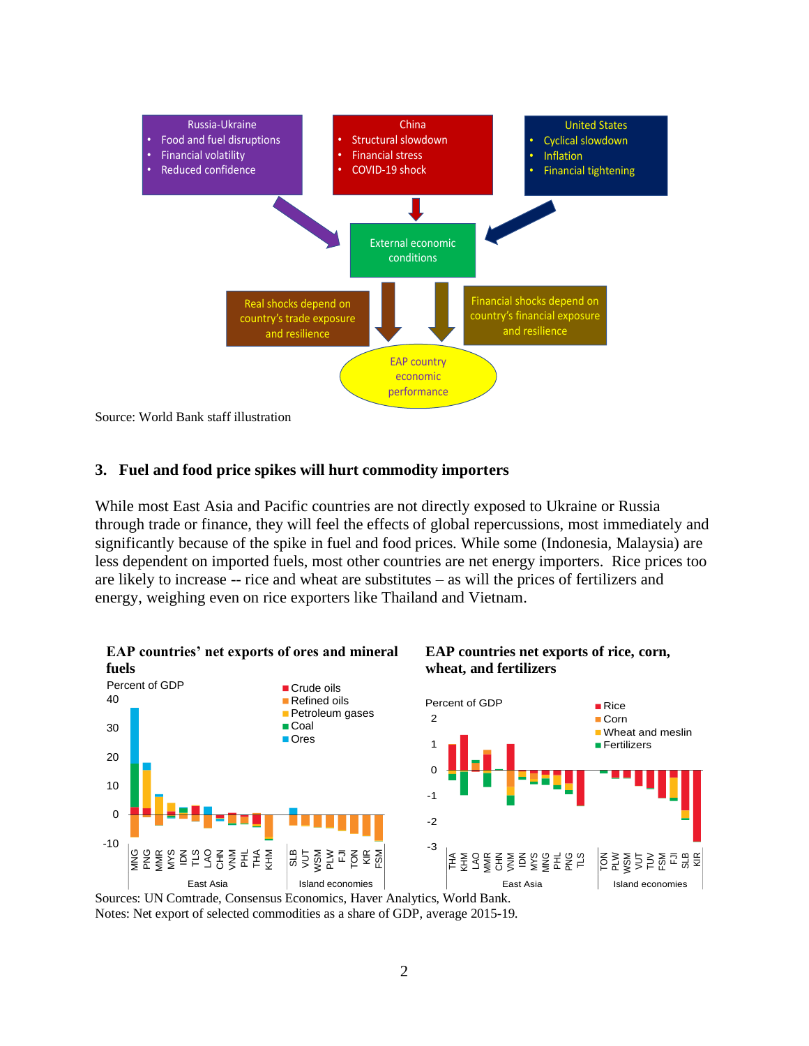Russia-Ukraine
- Food and fuel disruptions
- Financial volatility
- Reduced confidence

China
- Structural slowdown
- Financial stress
- COVID-19 shock

United States
- Cyclical slowdown
- Inflation
- Financial tightening

External economic conditions

Real shocks depend on country's trade exposure and resilience

Financial shocks depend on country's financial exposure and resilience

EAP country economic performance

Source: World Bank staff illustration

### 3. Fuel and food price spikes will hurt commodity importers

While most East Asia and Pacific countries are not directly exposed to Ukraine or Russia through trade or finance, they will feel the effects of global repercussions, most immediately and significantly because of the spike in fuel and food prices. While some (Indonesia, Malaysia) are less dependent on imported fuels, most other countries are net energy importers. Rice prices too are likely to increase -- rice and wheat are substitutes – as will the prices of fertilizers and energy, weighing even on rice exporters like Thailand and Vietnam.

**EAP countries' net exports of ores and mineral fuels**

Percent of GDP

Crude oils, Refined oils, Petroleum gases, Coal, Ores

East Asia: MNG, PNG, MMR, MYS, IDN, TLS, LAO, CHN, VNM, PHL, THA, KHM

Island economies: SLB, VUT, WSM, PLW, FJI, TON, KIR, FSM

**EAP countries net exports of rice, corn, wheat, and fertilizers**

Percent of GDP

Rice, Corn, Wheat and meslin, Fertilizers

East Asia: THA, KHM, LAO, MMR, CHN, VNM, IDN, MYS, MNG, PHL, PNG, TLS

Island economies: TON, PLW, WSM, VUT, TUV, FSM, FJI, SLB, KIR

Sources: UN Comtrade, Consensus Economics, Haver Analytics, World Bank.
Notes: Net export of selected commodities as a share of GDP, average 2015-19.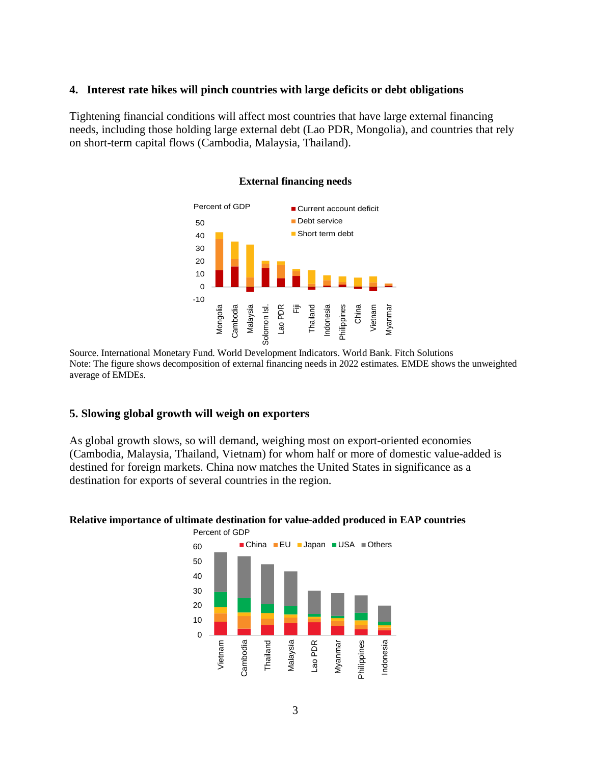### 4. Interest rate hikes will pinch countries with large deficits or debt obligations

Tightening financial conditions will affect most countries that have large external financing needs, including those holding large external debt (Lao PDR, Mongolia), and countries that rely on short-term capital flows (Cambodia, Malaysia, Thailand).

**External financing needs**

Source. International Monetary Fund. World Development Indicators. World Bank. Fitch Solutions
Note: The figure shows decomposition of external financing needs in 2022 estimates. EMDE shows the unweighted average of EMDEs.

### 5. Slowing global growth will weigh on exporters

As global growth slows, so will demand, weighing most on export-oriented economies (Cambodia, Malaysia, Thailand, Vietnam) for whom half or more of domestic value-added is destined for foreign markets. China now matches the United States in significance as a destination for exports of several countries in the region.

**Relative importance of ultimate destination for value-added produced in EAP countries**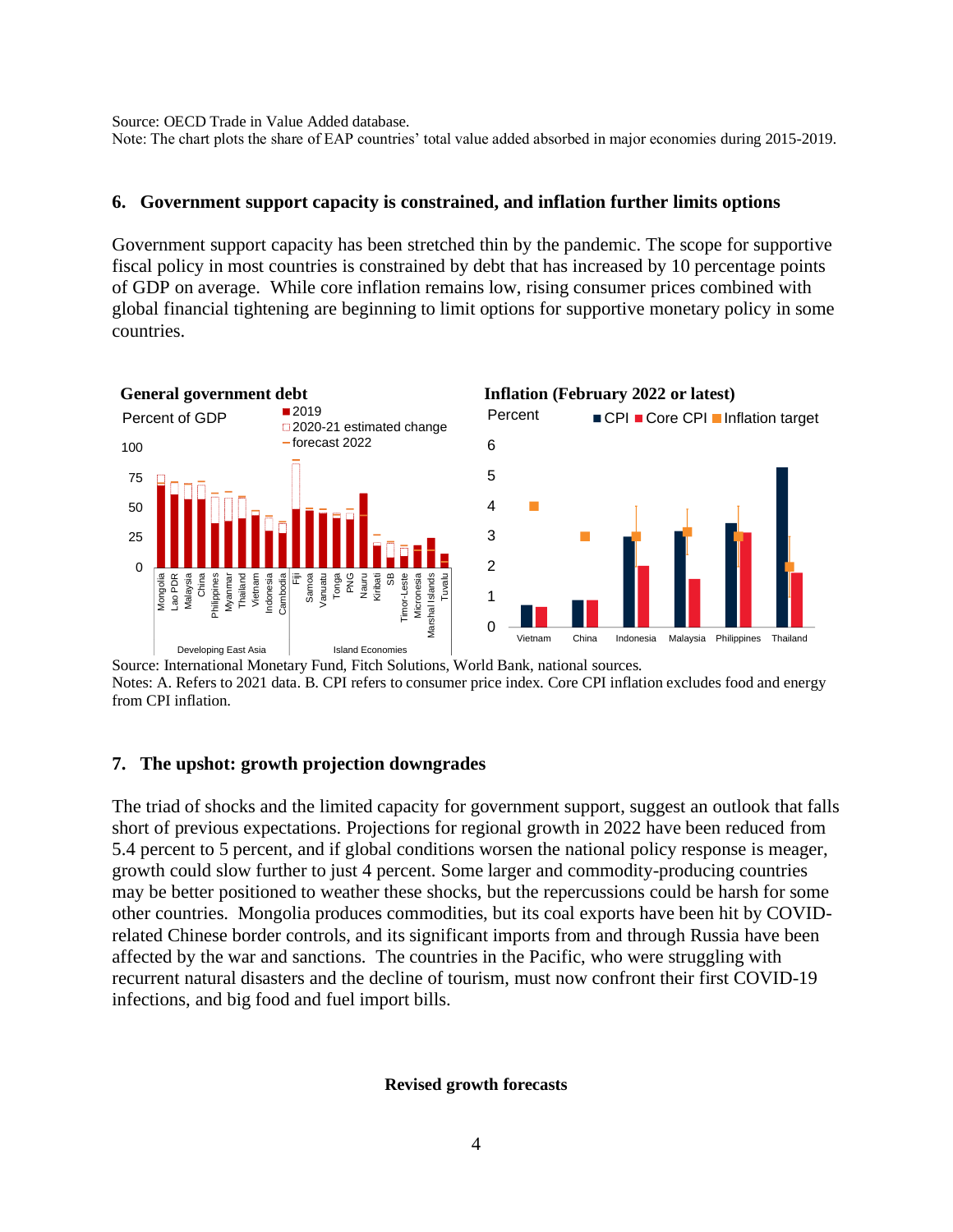Source: OECD Trade in Value Added database.
Note: The chart plots the share of EAP countries' total value added absorbed in major economies during 2015-2019.

## 6. Government support capacity is constrained, and inflation further limits options

Government support capacity has been stretched thin by the pandemic. The scope for supportive fiscal policy in most countries is constrained by debt that has increased by 10 percentage points of GDP on average. While core inflation remains low, rising consumer prices combined with global financial tightening are beginning to limit options for supportive monetary policy in some countries.

**General government debt**

**Inflation (February 2022 or latest)**

Source: International Monetary Fund, Fitch Solutions, World Bank, national sources.
Notes: A. Refers to 2021 data. B. CPI refers to consumer price index. Core CPI inflation excludes food and energy from CPI inflation.

## 7. The upshot: growth projection downgrades

The triad of shocks and the limited capacity for government support, suggest an outlook that falls short of previous expectations. Projections for regional growth in 2022 have been reduced from 5.4 percent to 5 percent, and if global conditions worsen the national policy response is meager, growth could slow further to just 4 percent. Some larger and commodity-producing countries may be better positioned to weather these shocks, but the repercussions could be harsh for some other countries. Mongolia produces commodities, but its coal exports have been hit by COVID-related Chinese border controls, and its significant imports from and through Russia have been affected by the war and sanctions. The countries in the Pacific, who were struggling with recurrent natural disasters and the decline of tourism, must now confront their first COVID-19 infections, and big food and fuel import bills.

**Revised growth forecasts**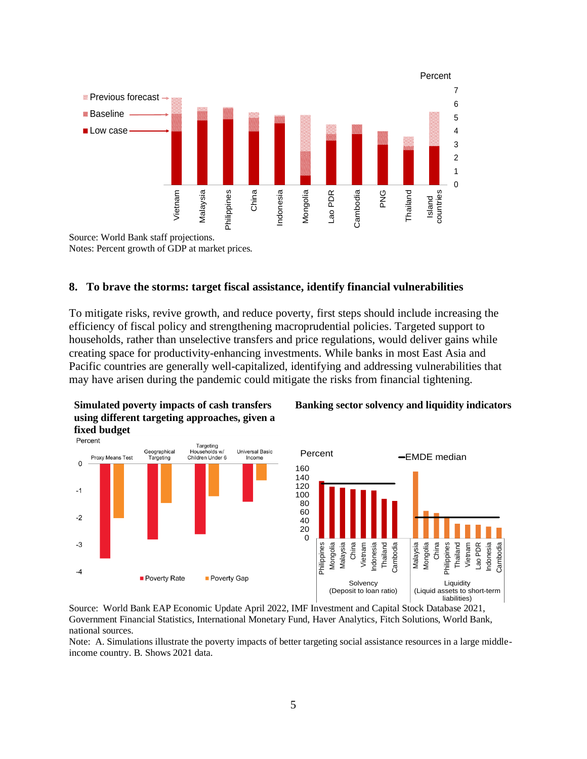Source: World Bank staff projections.
Notes: Percent growth of GDP at market prices.

## 8. To brave the storms: target fiscal assistance, identify financial vulnerabilities

To mitigate risks, revive growth, and reduce poverty, first steps should include increasing the efficiency of fiscal policy and strengthening macroprudential policies. Targeted support to households, rather than unselective transfers and price regulations, would deliver gains while creating space for productivity-enhancing investments. While banks in most East Asia and Pacific countries are generally well-capitalized, identifying and addressing vulnerabilities that may have arisen during the pandemic could mitigate the risks from financial tightening.

**Simulated poverty impacts of cash transfers using different targeting approaches, given a fixed budget**

**Banking sector solvency and liquidity indicators**

Source: World Bank EAP Economic Update April 2022, IMF Investment and Capital Stock Database 2021, Government Financial Statistics, International Monetary Fund, Haver Analytics, Fitch Solutions, World Bank, national sources.

Note: A. Simulations illustrate the poverty impacts of better targeting social assistance resources in a large middle-income country. B. Shows 2021 data.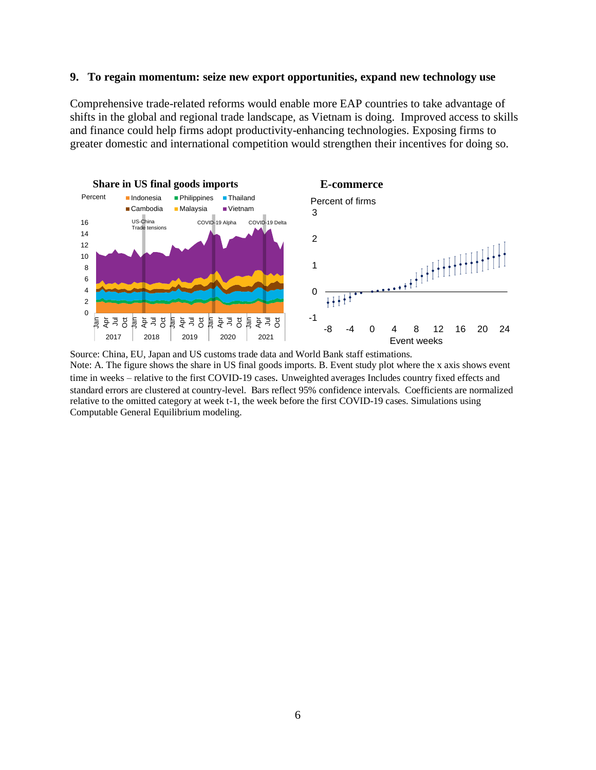## 9. To regain momentum: seize new export opportunities, expand new technology use

Comprehensive trade-related reforms would enable more EAP countries to take advantage of shifts in the global and regional trade landscape, as Vietnam is doing. Improved access to skills and finance could help firms adopt productivity-enhancing technologies. Exposing firms to greater domestic and international competition would strengthen their incentives for doing so.

**Share in US final goods imports**

Percent

Indonesia
Philippines
Thailand
Cambodia
Malaysia
Vietnam

US-China Trade tensions
COVID-19 Alpha
COVID-19 Delta

16
14
12
10
8
6
4
2
0

Jan Apr Jul Oct
2017
Jan Apr Jul Oct
2018
Jan Apr Jul Oct
2019
Jan Apr Jul Oct
2020
Jan Apr Jul Oct
2021

**E-commerce**

Percent of firms

3
2
1
0
-1

-8 -4 0 4 8 12 16 20 24

Event weeks

Source: China, EU, Japan and US customs trade data and World Bank staff estimations.
Note: A. The figure shows the share in US final goods imports. B. Event study plot where the x axis shows event time in weeks – relative to the first COVID-19 cases. Unweighted averages Includes country fixed effects and standard errors are clustered at country-level. Bars reflect 95% confidence intervals. Coefficients are normalized relative to the omitted category at week t-1, the week before the first COVID-19 cases. Simulations using Computable General Equilibrium modeling.